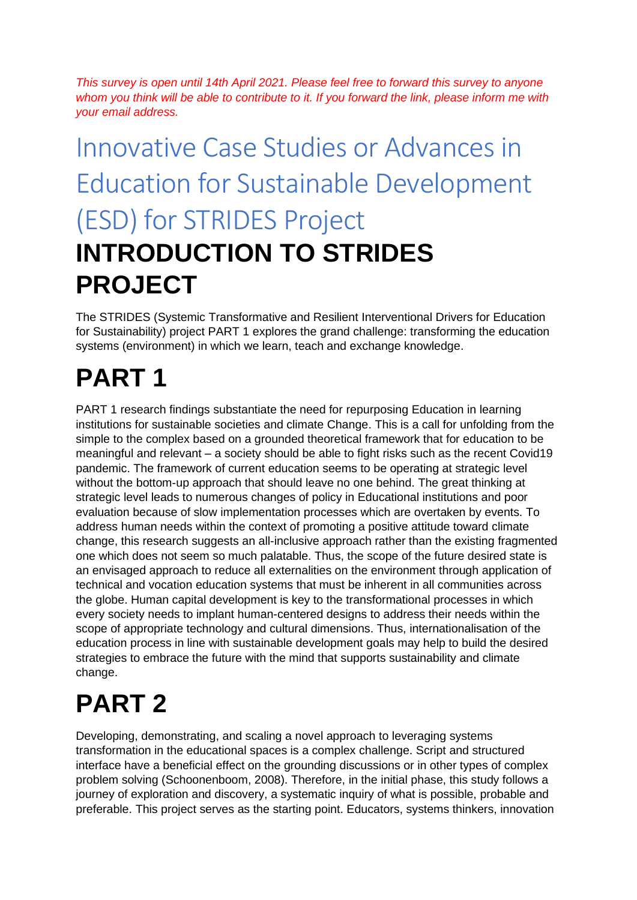*This survey is open until 14th April 2021. Please feel free to forward this survey to anyone whom you think will be able to contribute to it. If you forward the link, please inform me with your email address.*

# Innovative Case Studies or Advances in Education for Sustainable Development (ESD) for STRIDES Project

# INTRODUCTION TO STRIDES PROJECT

The STRIDES (Systemic Transformative and Resilient Interventional Drivers for Education for Sustainability) project PART 1 explores the grand challenge: transforming the education systems (environment) in which we learn, teach and exchange knowledge.

# PART 1

PART 1 research findings substantiate the need for repurposing Education in learning institutions for sustainable societies and climate Change. This is a call for unfolding from the simple to the complex based on a grounded theoretical framework that for education to be meaningful and relevant – a society should be able to fight risks such as the recent Covid19 pandemic. The framework of current education seems to be operating at strategic level without the bottom-up approach that should leave no one behind. The great thinking at strategic level leads to numerous changes of policy in Educational institutions and poor evaluation because of slow implementation processes which are overtaken by events. To address human needs within the context of promoting a positive attitude toward climate change, this research suggests an all-inclusive approach rather than the existing fragmented one which does not seem so much palatable. Thus, the scope of the future desired state is an envisaged approach to reduce all externalities on the environment through application of technical and vocation education systems that must be inherent in all communities across the globe. Human capital development is key to the transformational processes in which every society needs to implant human-centered designs to address their needs within the scope of appropriate technology and cultural dimensions. Thus, internationalisation of the education process in line with sustainable development goals may help to build the desired strategies to embrace the future with the mind that supports sustainability and climate change.

# PART 2

Developing, demonstrating, and scaling a novel approach to leveraging systems transformation in the educational spaces is a complex challenge. Script and structured interface have a beneficial effect on the grounding discussions or in other types of complex problem solving (Schoonenboom, 2008). Therefore, in the initial phase, this study follows a journey of exploration and discovery, a systematic inquiry of what is possible, probable and preferable. This project serves as the starting point. Educators, systems thinkers, innovation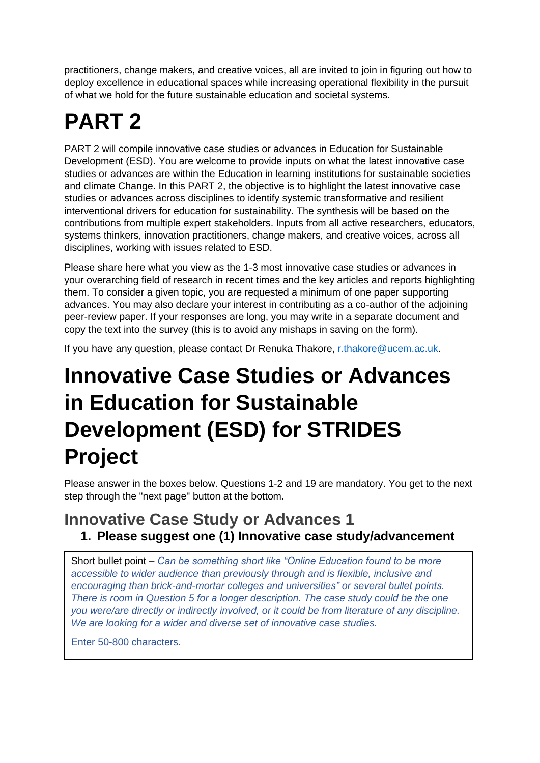practitioners, change makers, and creative voices, all are invited to join in figuring out how to deploy excellence in educational spaces while increasing operational flexibility in the pursuit of what we hold for the future sustainable education and societal systems.

# PART 2

PART 2 will compile innovative case studies or advances in Education for Sustainable Development (ESD). You are welcome to provide inputs on what the latest innovative case studies or advances are within the Education in learning institutions for sustainable societies and climate Change. In this PART 2, the objective is to highlight the latest innovative case studies or advances across disciplines to identify systemic transformative and resilient interventional drivers for education for sustainability. The synthesis will be based on the contributions from multiple expert stakeholders. Inputs from all active researchers, educators, systems thinkers, innovation practitioners, change makers, and creative voices, across all disciplines, working with issues related to ESD.

Please share here what you view as the 1-3 most innovative case studies or advances in your overarching field of research in recent times and the key articles and reports highlighting them. To consider a given topic, you are requested a minimum of one paper supporting advances. You may also declare your interest in contributing as a co-author of the adjoining peer-review paper. If your responses are long, you may write in a separate document and copy the text into the survey (this is to avoid any mishaps in saving on the form).

If you have any question, please contact Dr Renuka Thakore, [r.thakore@ucem.ac.uk](mailto:r.thakore@ucem.ac.uk).

# Innovative Case Studies or Advances in Education for Sustainable Development (ESD) for STRIDES Project

Please answer in the boxes below. Questions 1-2 and 19 are mandatory. You get to the next step through the "next page" button at the bottom.

## Innovative Case Study or Advances 1

### 1. Please suggest one (1) Innovative case study/advancement

Short bullet point – *Can be something short like "Online Education found to be more accessible to wider audience than previously through and is flexible, inclusive and encouraging than brick-and-mortar colleges and universities" or several bullet points. There is room in Question 5 for a longer description. The case study could be the one you were/are directly or indirectly involved, or it could be from literature of any discipline. We are looking for a wider and diverse set of innovative case studies.*

Enter 50-800 characters.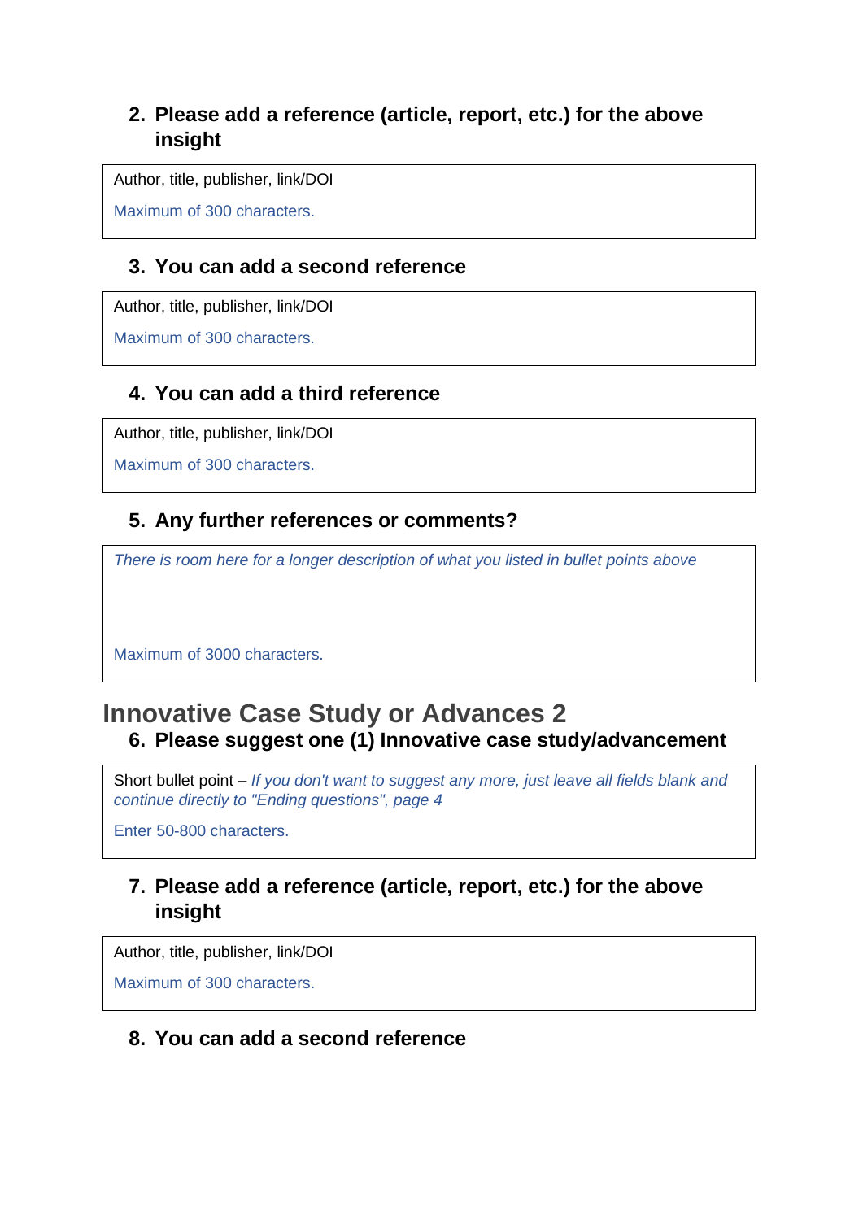2. **Please add a reference (article, report, etc.) for the above insight**

| Author, title, publisher, link/DOI<br><br>Maximum of 300 characters. |
|---|

3. **You can add a second reference**

| Author, title, publisher, link/DOI<br><br>Maximum of 300 characters. |
|---|

4. **You can add a third reference**

| Author, title, publisher, link/DOI<br><br>Maximum of 300 characters. |
|---|

5. **Any further references or comments?**

| *There is room here for a longer description of what you listed in bullet points above*<br><br>Maximum of 3000 characters. |
|---|

## Innovative Case Study or Advances 2

6. **Please suggest one (1) Innovative case study/advancement**

| Short bullet point – *If you don't want to suggest any more, just leave all fields blank and continue directly to "Ending questions", page 4*<br><br>Enter 50-800 characters. |
|---|

7. **Please add a reference (article, report, etc.) for the above insight**

| Author, title, publisher, link/DOI<br><br>Maximum of 300 characters. |
|---|

8. **You can add a second reference**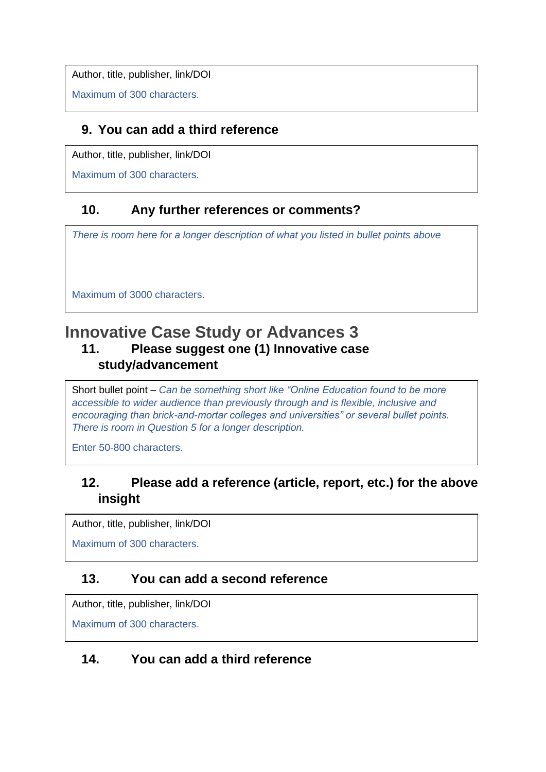Author, title, publisher, link/DOI

Maximum of 300 characters.

### 9. You can add a third reference

Author, title, publisher, link/DOI

Maximum of 300 characters.

### 10. Any further references or comments?

*There is room here for a longer description of what you listed in bullet points above*

Maximum of 3000 characters.

## Innovative Case Study or Advances 3

### 11. Please suggest one (1) Innovative case study/advancement

Short bullet point – *Can be something short like "Online Education found to be more accessible to wider audience than previously through and is flexible, inclusive and encouraging than brick-and-mortar colleges and universities" or several bullet points. There is room in Question 5 for a longer description.*

Enter 50-800 characters.

### 12. Please add a reference (article, report, etc.) for the above insight

Author, title, publisher, link/DOI

Maximum of 300 characters.

### 13. You can add a second reference

Author, title, publisher, link/DOI

Maximum of 300 characters.

### 14. You can add a third reference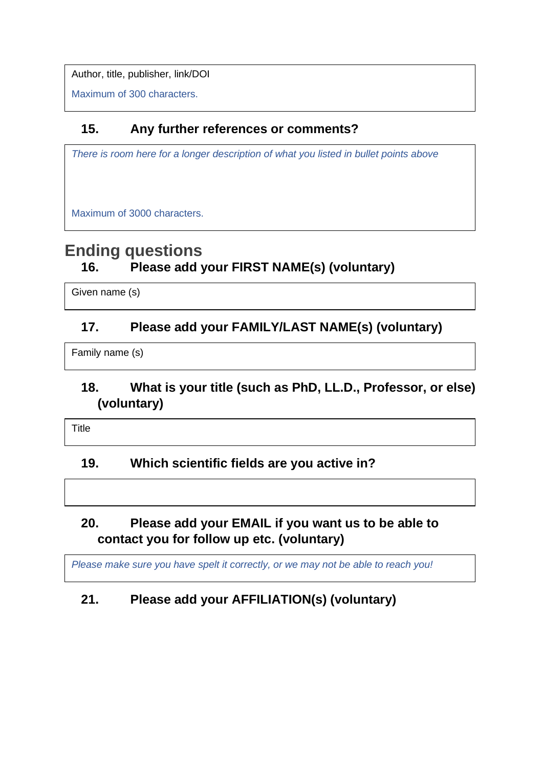Author, title, publisher, link/DOI

Maximum of 300 characters.

### 15. Any further references or comments?

*There is room here for a longer description of what you listed in bullet points above*

Maximum of 3000 characters.

## Ending questions

### 16. Please add your FIRST NAME(s) (voluntary)

Given name (s)

### 17. Please add your FAMILY/LAST NAME(s) (voluntary)

Family name (s)

### 18. What is your title (such as PhD, LL.D., Professor, or else) (voluntary)

Title

### 19. Which scientific fields are you active in?

### 20. Please add your EMAIL if you want us to be able to contact you for follow up etc. (voluntary)

*Please make sure you have spelt it correctly, or we may not be able to reach you!*

### 21. Please add your AFFILIATION(s) (voluntary)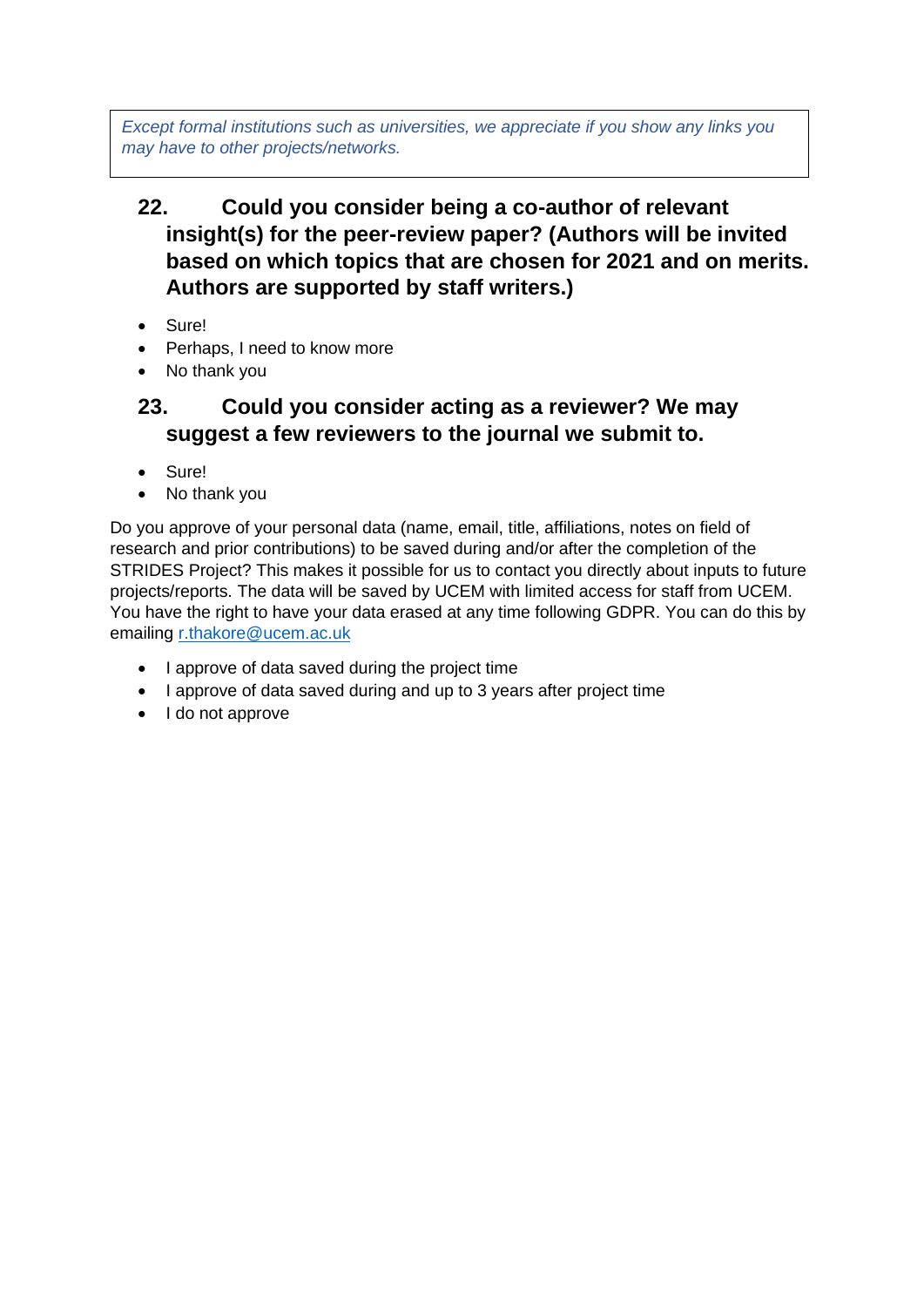*Except formal institutions such as universities, we appreciate if you show any links you may have to other projects/networks.*

## 22. Could you consider being a co-author of relevant insight(s) for the peer-review paper? (Authors will be invited based on which topics that are chosen for 2021 and on merits. Authors are supported by staff writers.)

- Sure!
- Perhaps, I need to know more
- No thank you

## 23. Could you consider acting as a reviewer? We may suggest a few reviewers to the journal we submit to.

- Sure!
- No thank you

Do you approve of your personal data (name, email, title, affiliations, notes on field of research and prior contributions) to be saved during and/or after the completion of the STRIDES Project? This makes it possible for us to contact you directly about inputs to future projects/reports. The data will be saved by UCEM with limited access for staff from UCEM. You have the right to have your data erased at any time following GDPR. You can do this by emailing r.thakore@ucem.ac.uk

- I approve of data saved during the project time
- I approve of data saved during and up to 3 years after project time
- I do not approve